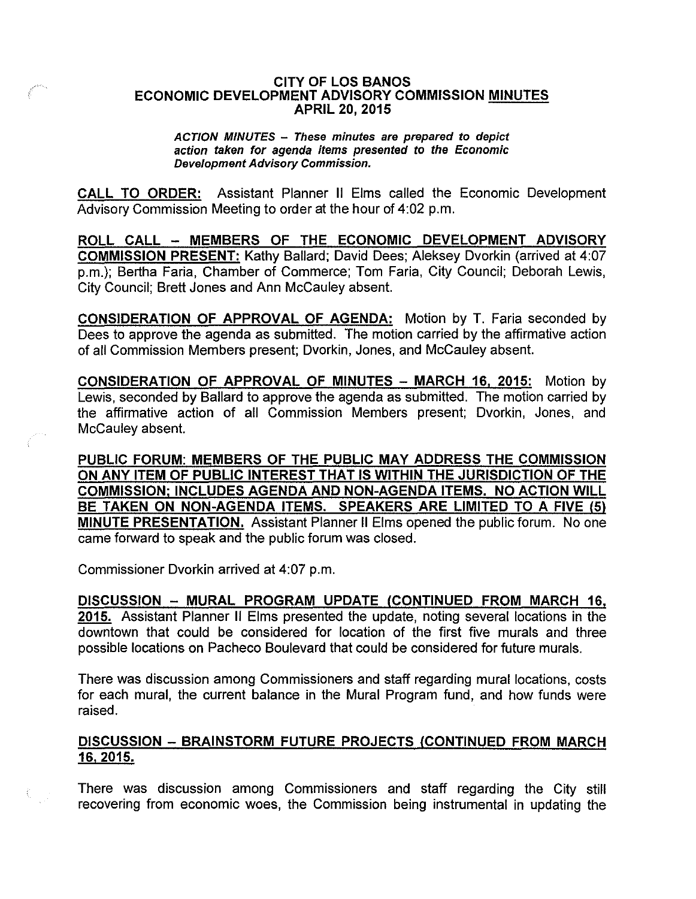# CITY OF LOS BANOS
# ECONOMIC DEVELOPMENT ADVISORY COMMISSION MINUTES
# APRIL 20, 2015

***ACTION MINUTES – These minutes are prepared to depict action taken for agenda items presented to the Economic Development Advisory Commission.***

**CALL TO ORDER:** Assistant Planner II Elms called the Economic Development Advisory Commission Meeting to order at the hour of 4:02 p.m.

**ROLL CALL – MEMBERS OF THE ECONOMIC DEVELOPMENT ADVISORY COMMISSION PRESENT:** Kathy Ballard; David Dees; Aleksey Dvorkin (arrived at 4:07 p.m.); Bertha Faria, Chamber of Commerce; Tom Faria, City Council; Deborah Lewis, City Council; Brett Jones and Ann McCauley absent.

**CONSIDERATION OF APPROVAL OF AGENDA:** Motion by T. Faria seconded by Dees to approve the agenda as submitted. The motion carried by the affirmative action of all Commission Members present; Dvorkin, Jones, and McCauley absent.

**CONSIDERATION OF APPROVAL OF MINUTES – MARCH 16, 2015:** Motion by Lewis, seconded by Ballard to approve the agenda as submitted. The motion carried by the affirmative action of all Commission Members present; Dvorkin, Jones, and McCauley absent.

**PUBLIC FORUM: MEMBERS OF THE PUBLIC MAY ADDRESS THE COMMISSION ON ANY ITEM OF PUBLIC INTEREST THAT IS WITHIN THE JURISDICTION OF THE COMMISSION; INCLUDES AGENDA AND NON-AGENDA ITEMS. NO ACTION WILL BE TAKEN ON NON-AGENDA ITEMS. SPEAKERS ARE LIMITED TO A FIVE (5) MINUTE PRESENTATION.** Assistant Planner II Elms opened the public forum. No one came forward to speak and the public forum was closed.

Commissioner Dvorkin arrived at 4:07 p.m.

**DISCUSSION – MURAL PROGRAM UPDATE (CONTINUED FROM MARCH 16, 2015.** Assistant Planner II Elms presented the update, noting several locations in the downtown that could be considered for location of the first five murals and three possible locations on Pacheco Boulevard that could be considered for future murals.

There was discussion among Commissioners and staff regarding mural locations, costs for each mural, the current balance in the Mural Program fund, and how funds were raised.

**DISCUSSION – BRAINSTORM FUTURE PROJECTS (CONTINUED FROM MARCH 16, 2015.**

There was discussion among Commissioners and staff regarding the City still recovering from economic woes, the Commission being instrumental in updating the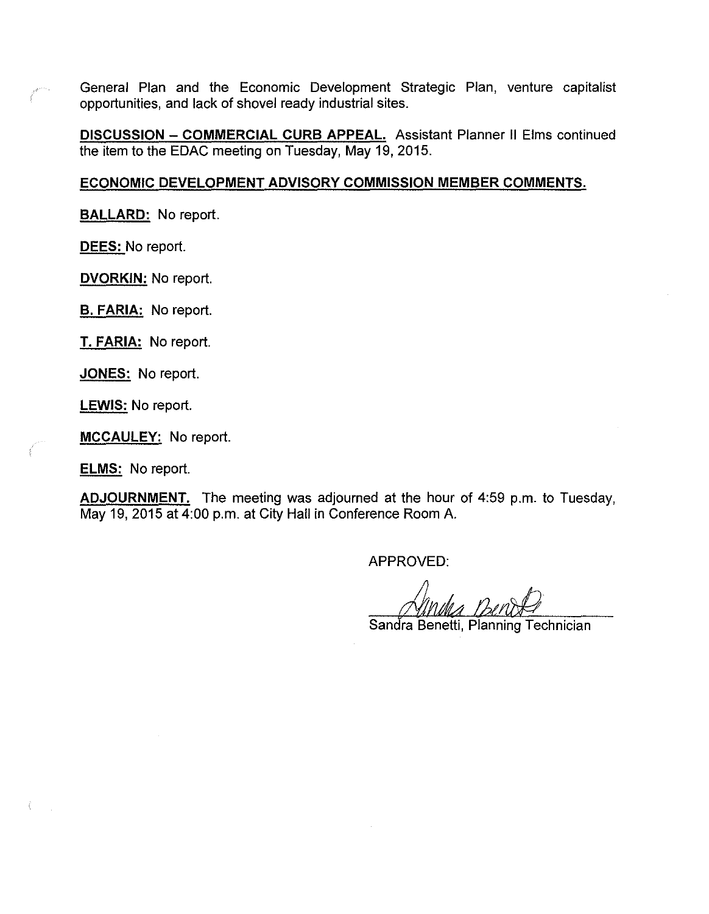General Plan and the Economic Development Strategic Plan, venture capitalist opportunities, and lack of shovel ready industrial sites.

**DISCUSSION – COMMERCIAL CURB APPEAL.** Assistant Planner II Elms continued the item to the EDAC meeting on Tuesday, May 19, 2015.

**ECONOMIC DEVELOPMENT ADVISORY COMMISSION MEMBER COMMENTS.**

**BALLARD:** No report.

**DEES:** No report.

**DVORKIN:** No report.

**B. FARIA:** No report.

**T. FARIA:** No report.

**JONES:** No report.

**LEWIS:** No report.

**MCCAULEY:** No report.

**ELMS:** No report.

**ADJOURNMENT.** The meeting was adjourned at the hour of 4:59 p.m. to Tuesday, May 19, 2015 at 4:00 p.m. at City Hall in Conference Room A.

APPROVED:

Sandra Benetti, Planning Technician